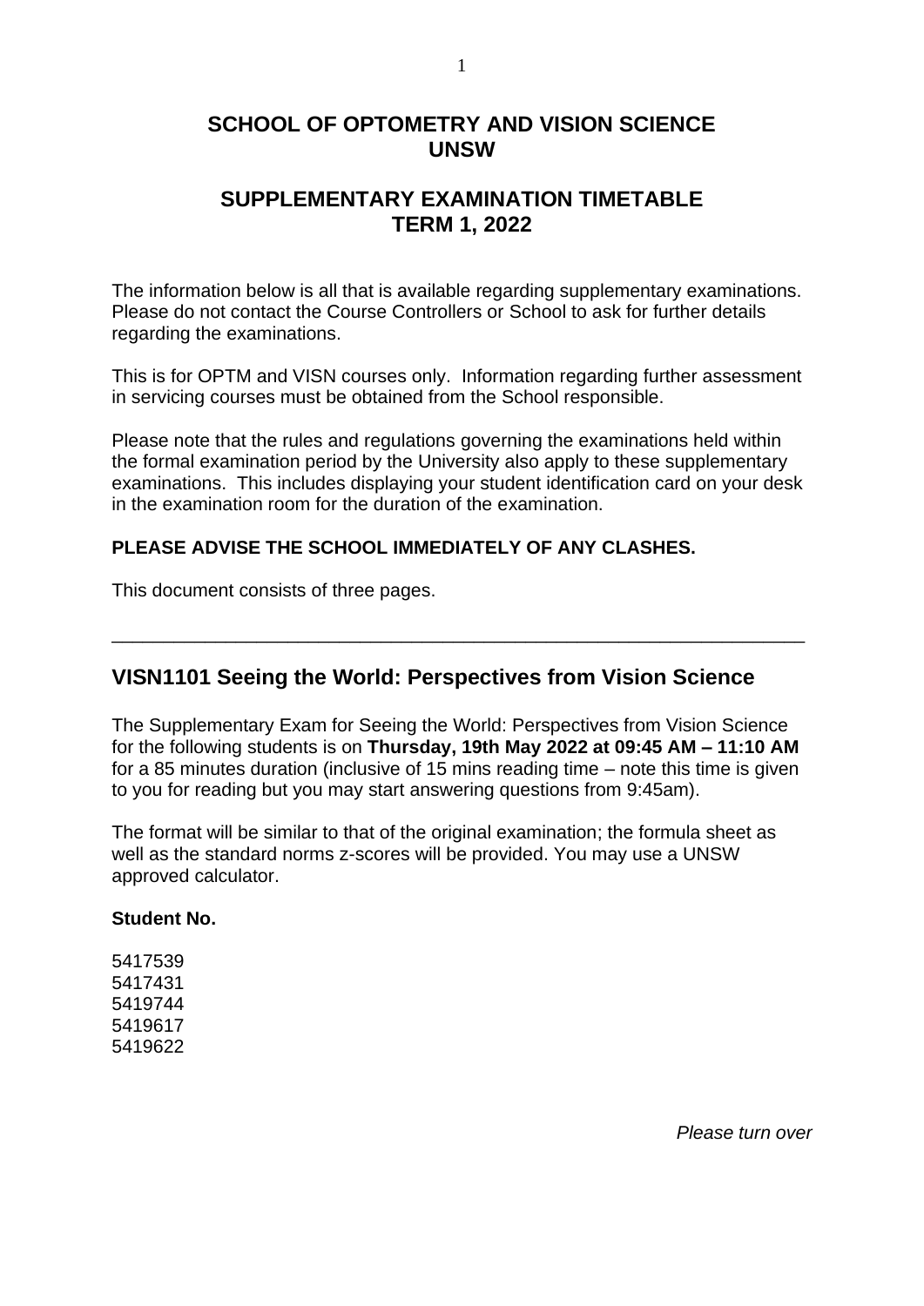# SCHOOL OF OPTOMETRY AND VISION SCIENCE
# UNSW

## SUPPLEMENTARY EXAMINATION TIMETABLE
## TERM 1, 2022

The information below is all that is available regarding supplementary examinations. Please do not contact the Course Controllers or School to ask for further details regarding the examinations.

This is for OPTM and VISN courses only. Information regarding further assessment in servicing courses must be obtained from the School responsible.

Please note that the rules and regulations governing the examinations held within the formal examination period by the University also apply to these supplementary examinations. This includes displaying your student identification card on your desk in the examination room for the duration of the examination.

**PLEASE ADVISE THE SCHOOL IMMEDIATELY OF ANY CLASHES.**

This document consists of three pages.

---

## VISN1101 Seeing the World: Perspectives from Vision Science

The Supplementary Exam for Seeing the World: Perspectives from Vision Science for the following students is on **Thursday, 19th May 2022 at 09:45 AM – 11:10 AM** for a 85 minutes duration (inclusive of 15 mins reading time – note this time is given to you for reading but you may start answering questions from 9:45am).

The format will be similar to that of the original examination; the formula sheet as well as the standard norms z-scores will be provided. You may use a UNSW approved calculator.

**Student No.**

5417539
5417431
5419744
5419617
5419622

*Please turn over*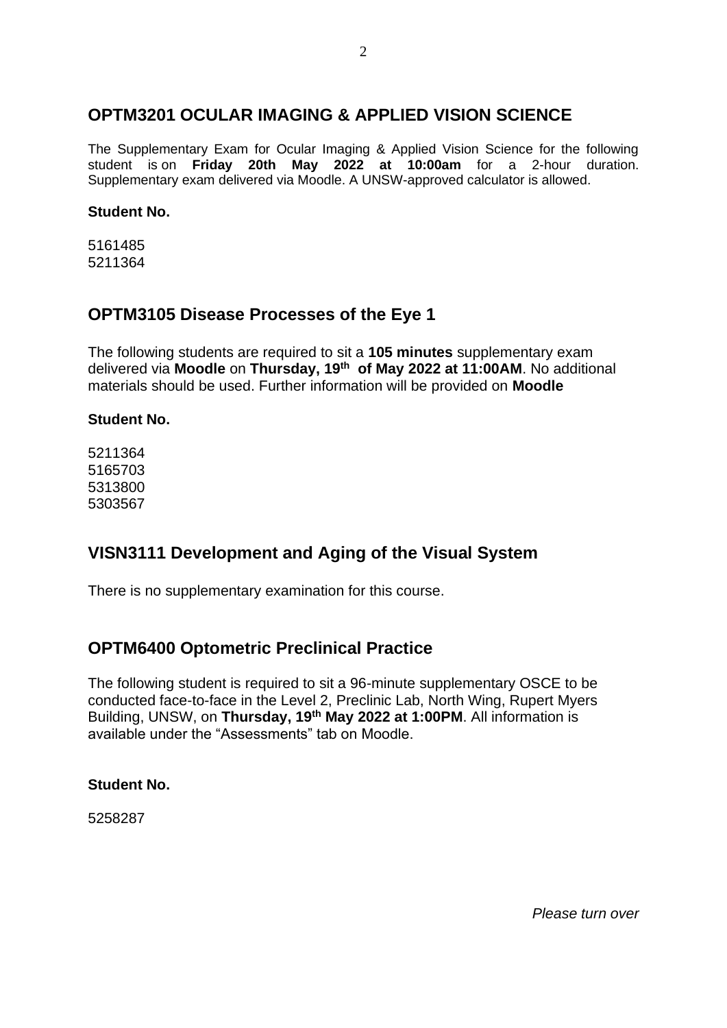## OPTM3201 OCULAR IMAGING & APPLIED VISION SCIENCE

The Supplementary Exam for Ocular Imaging & Applied Vision Science for the following student is on **Friday 20th May 2022 at 10:00am** for a 2-hour duration. Supplementary exam delivered via Moodle. A UNSW-approved calculator is allowed.

**Student No.**

5161485
5211364

## OPTM3105 Disease Processes of the Eye 1

The following students are required to sit a **105 minutes** supplementary exam delivered via **Moodle** on **Thursday, 19th of May 2022 at 11:00AM**. No additional materials should be used. Further information will be provided on **Moodle**

**Student No.**

5211364
5165703
5313800
5303567

## VISN3111 Development and Aging of the Visual System

There is no supplementary examination for this course.

## OPTM6400 Optometric Preclinical Practice

The following student is required to sit a 96-minute supplementary OSCE to be conducted face-to-face in the Level 2, Preclinic Lab, North Wing, Rupert Myers Building, UNSW, on **Thursday, 19th May 2022 at 1:00PM**. All information is available under the "Assessments" tab on Moodle.

**Student No.**

5258287

*Please turn over*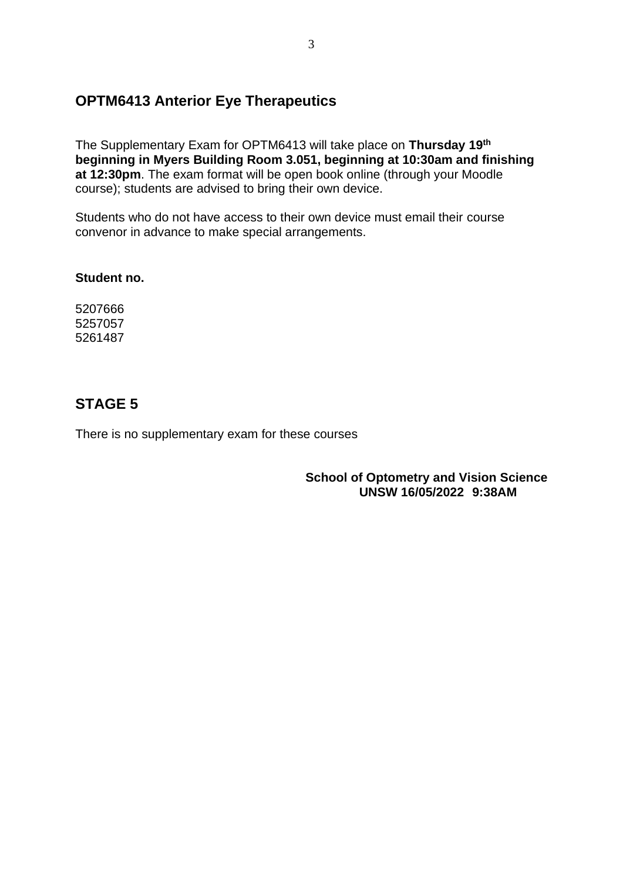## OPTM6413 Anterior Eye Therapeutics

The Supplementary Exam for OPTM6413 will take place on **Thursday 19th beginning in Myers Building Room 3.051, beginning at 10:30am and finishing at 12:30pm**. The exam format will be open book online (through your Moodle course); students are advised to bring their own device.

Students who do not have access to their own device must email their course convenor in advance to make special arrangements.

**Student no.**

5207666
5257057
5261487

## STAGE 5

There is no supplementary exam for these courses

**School of Optometry and Vision Science**
**UNSW 16/05/2022 9:38AM**